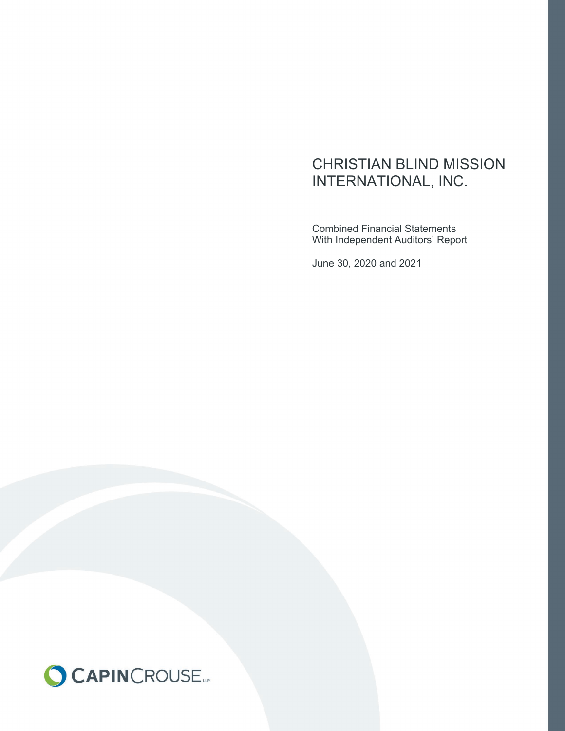# CHRISTIAN BLIND MISSION INTERNATIONAL, INC.

Combined Financial Statements
With Independent Auditors' Report

June 30, 2020 and 2021

CAPINCROUSE LLP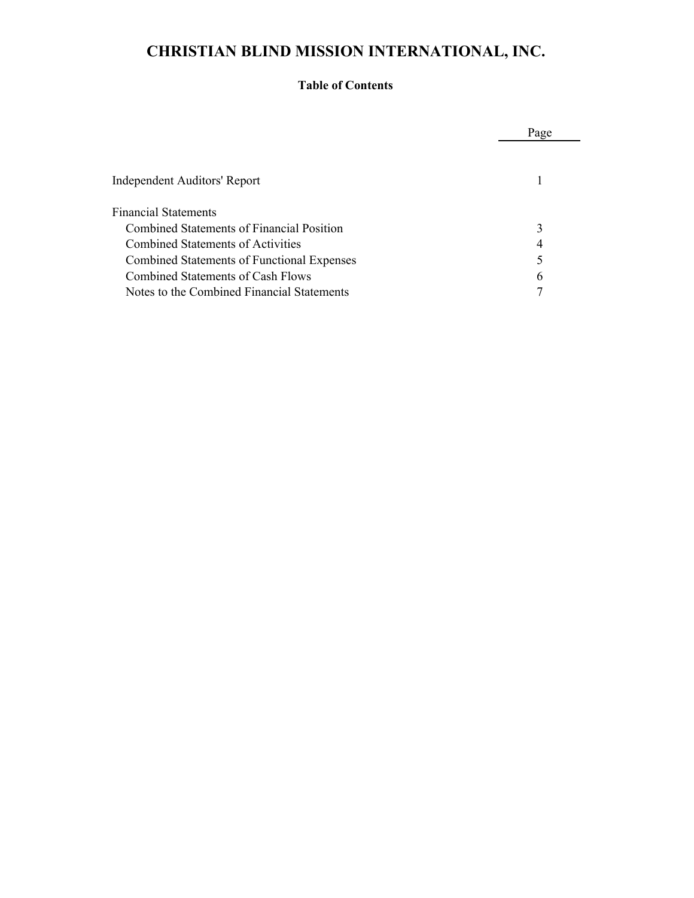# CHRISTIAN BLIND MISSION INTERNATIONAL, INC.

## Table of Contents

| | Page |
|---|---|
| Independent Auditors' Report | 1 |
| Financial Statements | |
| Combined Statements of Financial Position | 3 |
| Combined Statements of Activities | 4 |
| Combined Statements of Functional Expenses | 5 |
| Combined Statements of Cash Flows | 6 |
| Notes to the Combined Financial Statements | 7 |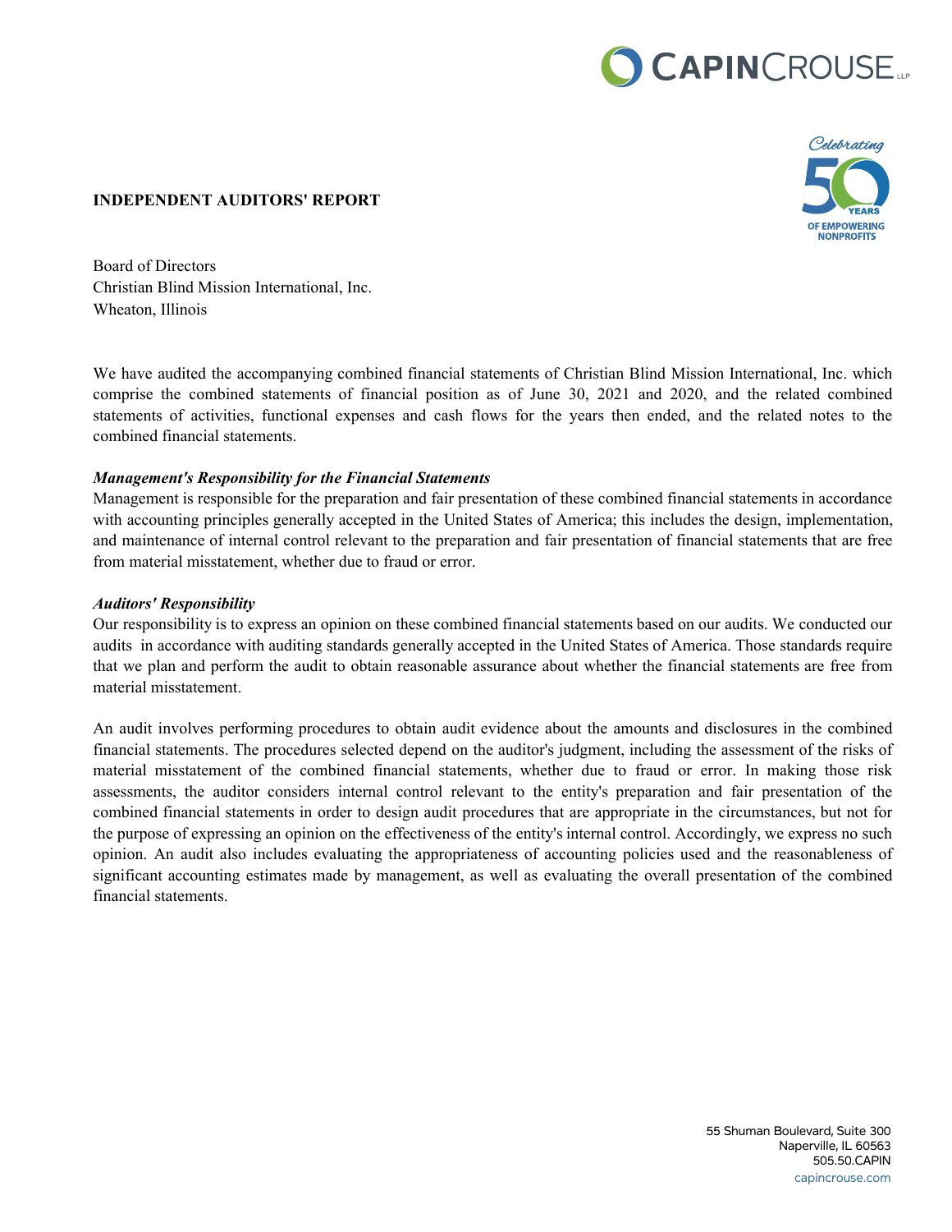## INDEPENDENT AUDITORS' REPORT

Board of Directors
Christian Blind Mission International, Inc.
Wheaton, Illinois

We have audited the accompanying combined financial statements of Christian Blind Mission International, Inc. which comprise the combined statements of financial position as of June 30, 2021 and 2020, and the related combined statements of activities, functional expenses and cash flows for the years then ended, and the related notes to the combined financial statements.

***Management's Responsibility for the Financial Statements***
Management is responsible for the preparation and fair presentation of these combined financial statements in accordance with accounting principles generally accepted in the United States of America; this includes the design, implementation, and maintenance of internal control relevant to the preparation and fair presentation of financial statements that are free from material misstatement, whether due to fraud or error.

***Auditors' Responsibility***
Our responsibility is to express an opinion on these combined financial statements based on our audits. We conducted our audits in accordance with auditing standards generally accepted in the United States of America. Those standards require that we plan and perform the audit to obtain reasonable assurance about whether the financial statements are free from material misstatement.

An audit involves performing procedures to obtain audit evidence about the amounts and disclosures in the combined financial statements. The procedures selected depend on the auditor's judgment, including the assessment of the risks of material misstatement of the combined financial statements, whether due to fraud or error. In making those risk assessments, the auditor considers internal control relevant to the entity's preparation and fair presentation of the combined financial statements in order to design audit procedures that are appropriate in the circumstances, but not for the purpose of expressing an opinion on the effectiveness of the entity's internal control. Accordingly, we express no such opinion. An audit also includes evaluating the appropriateness of accounting policies used and the reasonableness of significant accounting estimates made by management, as well as evaluating the overall presentation of the combined financial statements.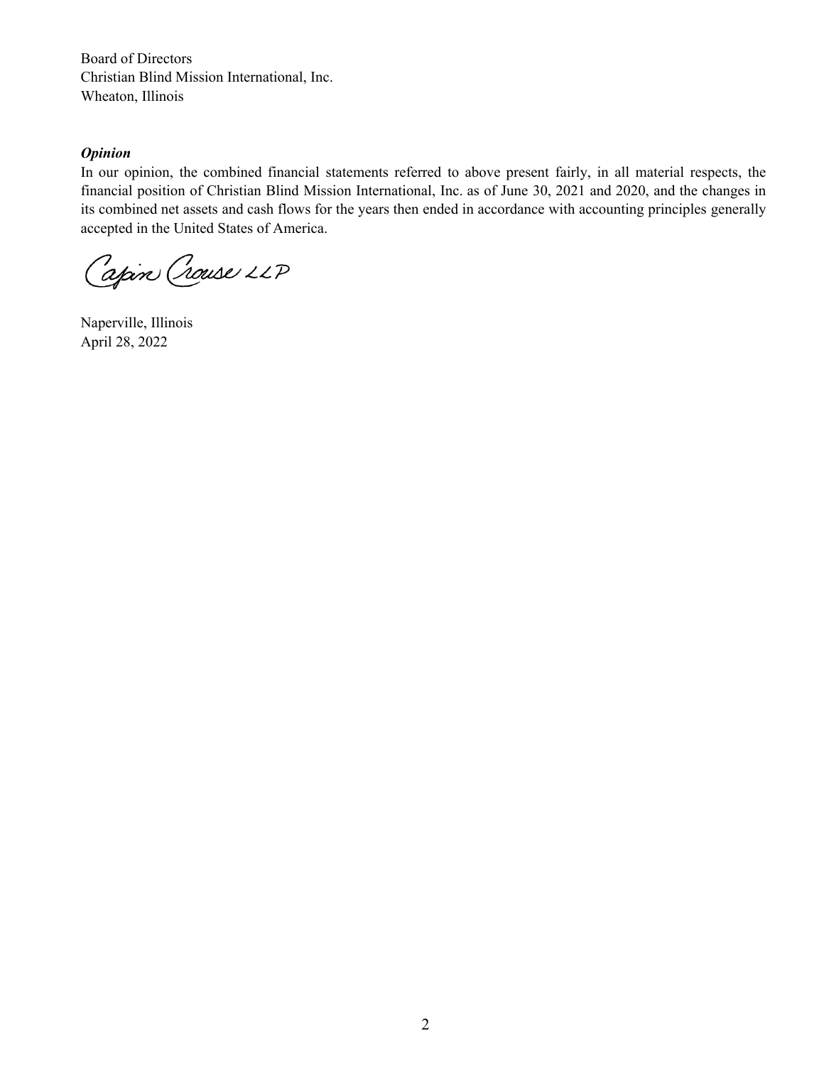Board of Directors
Christian Blind Mission International, Inc.
Wheaton, Illinois

***Opinion***

In our opinion, the combined financial statements referred to above present fairly, in all material respects, the financial position of Christian Blind Mission International, Inc. as of June 30, 2021 and 2020, and the changes in its combined net assets and cash flows for the years then ended in accordance with accounting principles generally accepted in the United States of America.

Capin Crouse LLP

Naperville, Illinois
April 28, 2022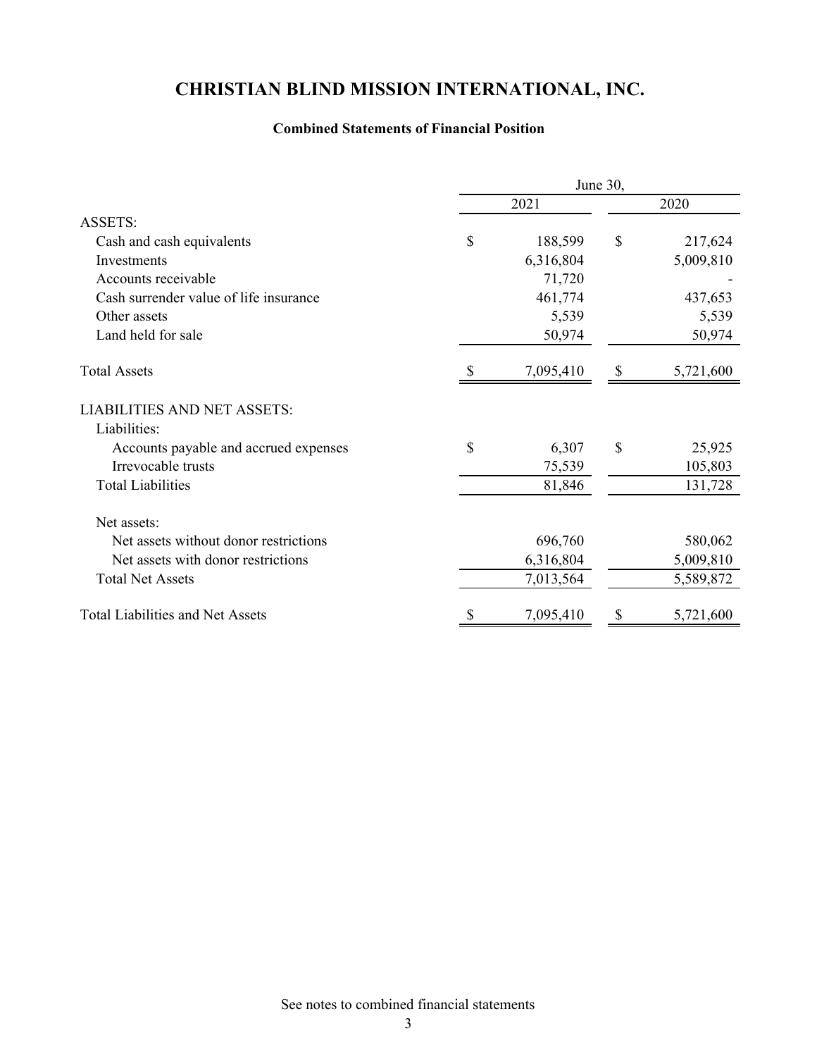# CHRISTIAN BLIND MISSION INTERNATIONAL, INC.

### Combined Statements of Financial Position

| | June 30, 2021 | June 30, 2020 |
|---|---|---|
| **ASSETS:** | | |
| Cash and cash equivalents | $ 188,599 | $ 217,624 |
| Investments | 6,316,804 | 5,009,810 |
| Accounts receivable | 71,720 | - |
| Cash surrender value of life insurance | 461,774 | 437,653 |
| Other assets | 5,539 | 5,539 |
| Land held for sale | 50,974 | 50,974 |
| Total Assets | $ 7,095,410 | $ 5,721,600 |
| **LIABILITIES AND NET ASSETS:** | | |
| Liabilities: | | |
| Accounts payable and accrued expenses | $ 6,307 | $ 25,925 |
| Irrevocable trusts | 75,539 | 105,803 |
| Total Liabilities | 81,846 | 131,728 |
| Net assets: | | |
| Net assets without donor restrictions | 696,760 | 580,062 |
| Net assets with donor restrictions | 6,316,804 | 5,009,810 |
| Total Net Assets | 7,013,564 | 5,589,872 |
| Total Liabilities and Net Assets | $ 7,095,410 | $ 5,721,600 |

See notes to combined financial statements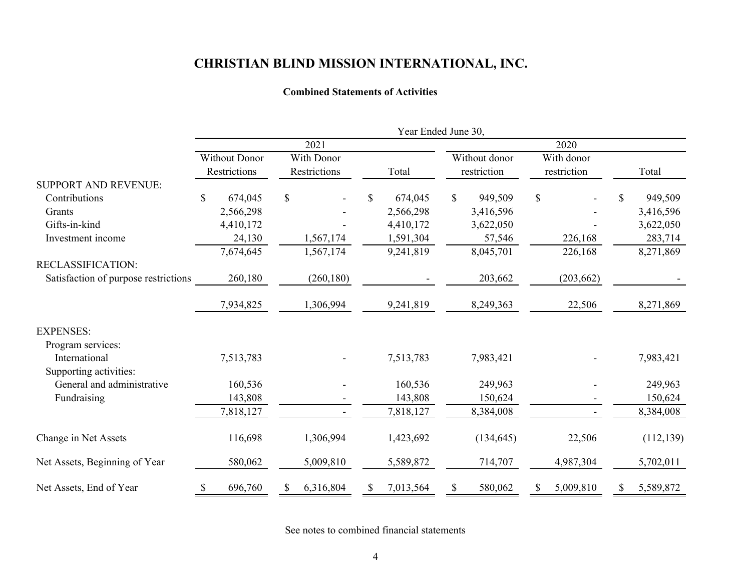# CHRISTIAN BLIND MISSION INTERNATIONAL, INC.

## Combined Statements of Activities

| | Year Ended June 30, | | | | | |
|---|---|---|---|---|---|---|
| | 2021 | | | 2020 | | |
| | Without Donor Restrictions | With Donor Restrictions | Total | Without donor restriction | With donor restriction | Total |
| SUPPORT AND REVENUE: | | | | | | |
| Contributions | $ 674,045 | $ - | $ 674,045 | $ 949,509 | $ - | $ 949,509 |
| Grants | 2,566,298 | - | 2,566,298 | 3,416,596 | - | 3,416,596 |
| Gifts-in-kind | 4,410,172 | - | 4,410,172 | 3,622,050 | - | 3,622,050 |
| Investment income | 24,130 | 1,567,174 | 1,591,304 | 57,546 | 226,168 | 283,714 |
| | 7,674,645 | 1,567,174 | 9,241,819 | 8,045,701 | 226,168 | 8,271,869 |
| RECLASSIFICATION: | | | | | | |
| Satisfaction of purpose restrictions | 260,180 | (260,180) | - | 203,662 | (203,662) | - |
| | 7,934,825 | 1,306,994 | 9,241,819 | 8,249,363 | 22,506 | 8,271,869 |
| EXPENSES: | | | | | | |
| Program services: | | | | | | |
| International | 7,513,783 | - | 7,513,783 | 7,983,421 | - | 7,983,421 |
| Supporting activities: | | | | | | |
| General and administrative | 160,536 | - | 160,536 | 249,963 | - | 249,963 |
| Fundraising | 143,808 | - | 143,808 | 150,624 | - | 150,624 |
| | 7,818,127 | - | 7,818,127 | 8,384,008 | - | 8,384,008 |
| Change in Net Assets | 116,698 | 1,306,994 | 1,423,692 | (134,645) | 22,506 | (112,139) |
| Net Assets, Beginning of Year | 580,062 | 5,009,810 | 5,589,872 | 714,707 | 4,987,304 | 5,702,011 |
| Net Assets, End of Year | $ 696,760 | $ 6,316,804 | $ 7,013,564 | $ 580,062 | $ 5,009,810 | $ 5,589,872 |

See notes to combined financial statements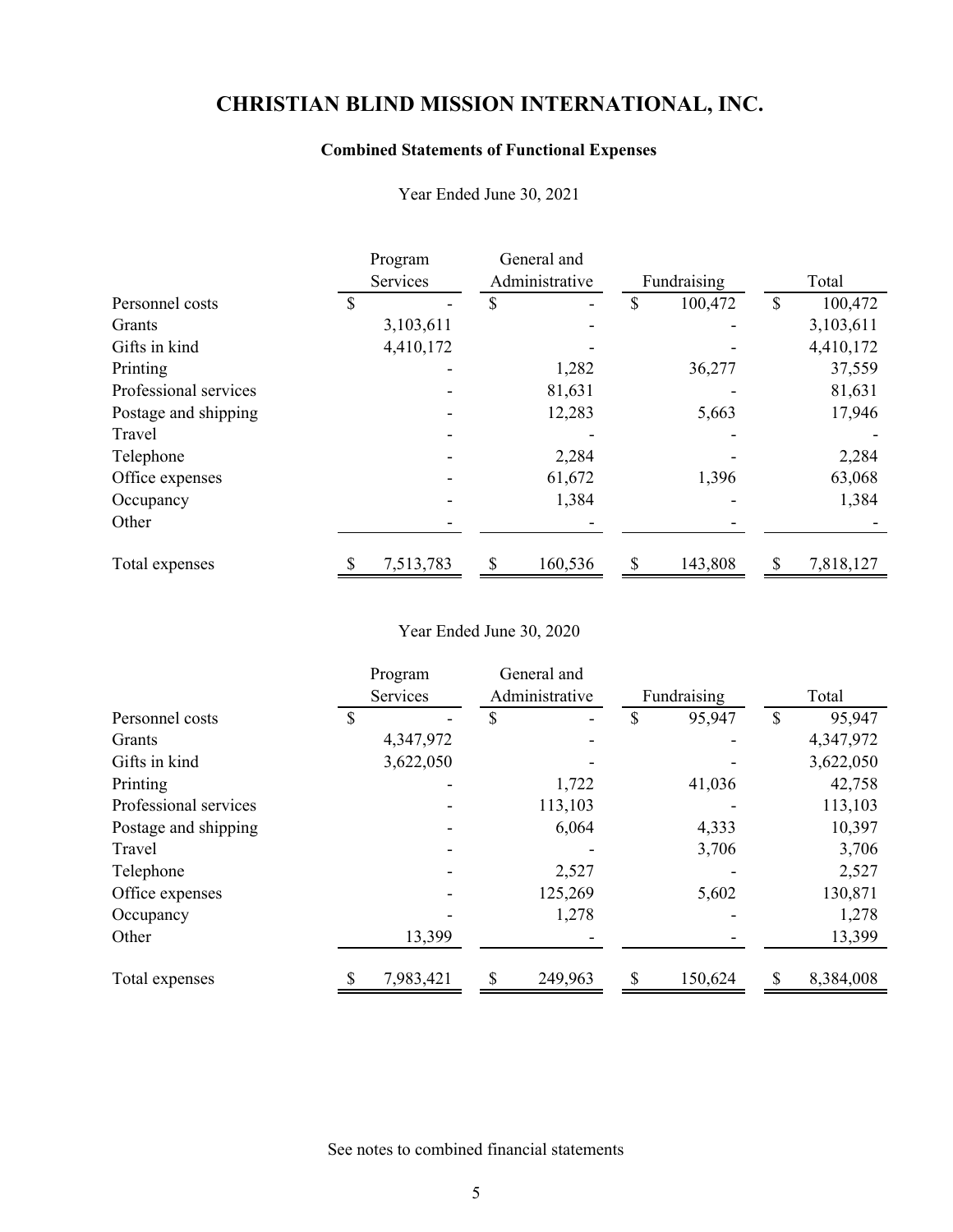# CHRISTIAN BLIND MISSION INTERNATIONAL, INC.

## Combined Statements of Functional Expenses

Year Ended June 30, 2021

| | Program Services | General and Administrative | Fundraising | Total |
|---|---|---|---|---|
| Personnel costs | $ - | $ - | $ 100,472 | $ 100,472 |
| Grants | 3,103,611 | - | - | 3,103,611 |
| Gifts in kind | 4,410,172 | - | - | 4,410,172 |
| Printing | - | 1,282 | 36,277 | 37,559 |
| Professional services | - | 81,631 | - | 81,631 |
| Postage and shipping | - | 12,283 | 5,663 | 17,946 |
| Travel | - | - | - | - |
| Telephone | - | 2,284 | - | 2,284 |
| Office expenses | - | 61,672 | 1,396 | 63,068 |
| Occupancy | - | 1,384 | - | 1,384 |
| Other | - | - | - | - |
| Total expenses | $ 7,513,783 | $ 160,536 | $ 143,808 | $ 7,818,127 |

Year Ended June 30, 2020

| | Program Services | General and Administrative | Fundraising | Total |
|---|---|---|---|---|
| Personnel costs | $ - | $ - | $ 95,947 | $ 95,947 |
| Grants | 4,347,972 | - | - | 4,347,972 |
| Gifts in kind | 3,622,050 | - | - | 3,622,050 |
| Printing | - | 1,722 | 41,036 | 42,758 |
| Professional services | - | 113,103 | - | 113,103 |
| Postage and shipping | - | 6,064 | 4,333 | 10,397 |
| Travel | - | - | 3,706 | 3,706 |
| Telephone | - | 2,527 | - | 2,527 |
| Office expenses | - | 125,269 | 5,602 | 130,871 |
| Occupancy | - | 1,278 | - | 1,278 |
| Other | 13,399 | - | - | 13,399 |
| Total expenses | $ 7,983,421 | $ 249,963 | $ 150,624 | $ 8,384,008 |

See notes to combined financial statements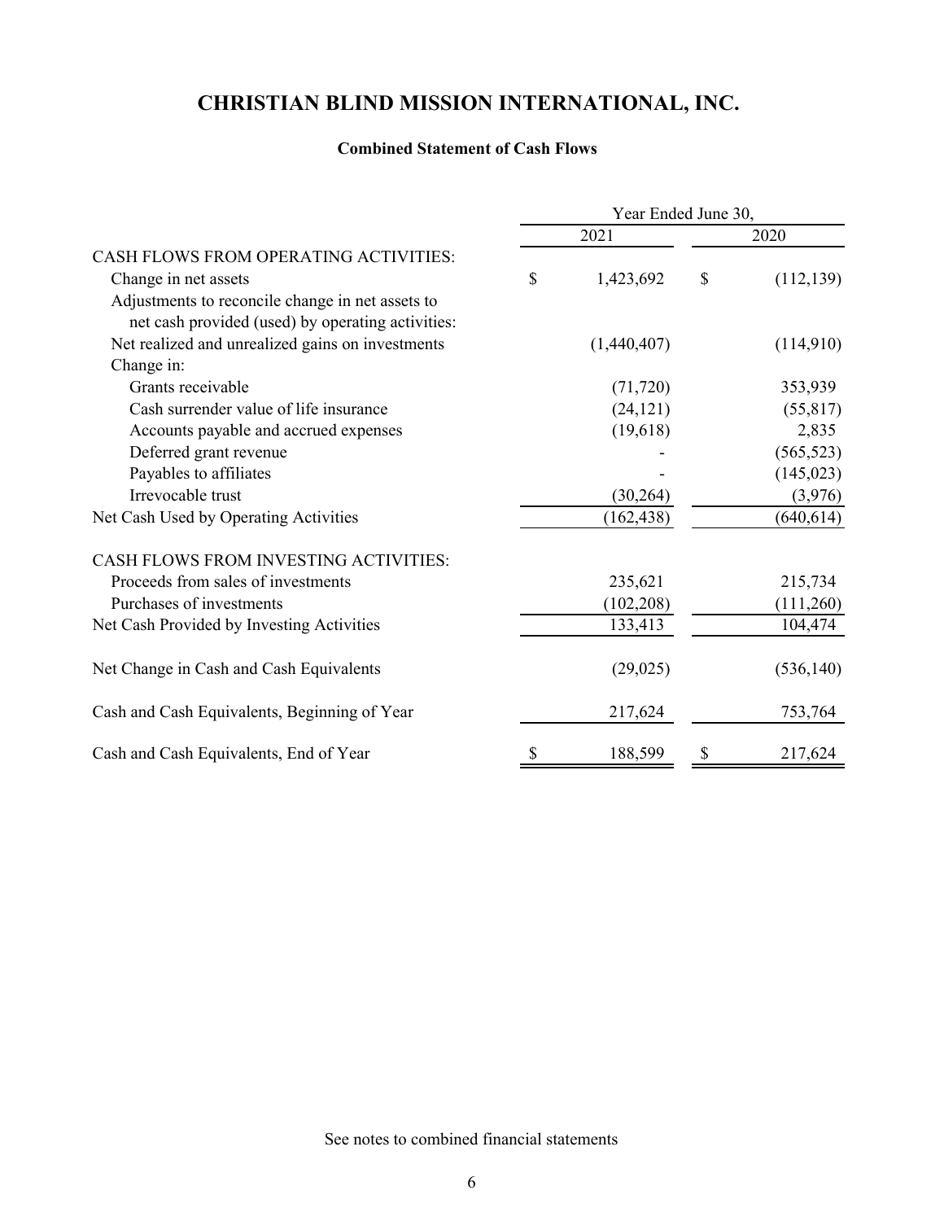# CHRISTIAN BLIND MISSION INTERNATIONAL, INC.

### Combined Statement of Cash Flows

| | Year Ended June 30, | |
|---|---|---|
| | 2021 | 2020 |
| CASH FLOWS FROM OPERATING ACTIVITIES: | | |
| Change in net assets | $ 1,423,692 | $ (112,139) |
| Adjustments to reconcile change in net assets to net cash provided (used) by operating activities: | | |
| Net realized and unrealized gains on investments | (1,440,407) | (114,910) |
| Change in: | | |
| Grants receivable | (71,720) | 353,939 |
| Cash surrender value of life insurance | (24,121) | (55,817) |
| Accounts payable and accrued expenses | (19,618) | 2,835 |
| Deferred grant revenue | - | (565,523) |
| Payables to affiliates | - | (145,023) |
| Irrevocable trust | (30,264) | (3,976) |
| Net Cash Used by Operating Activities | (162,438) | (640,614) |
| CASH FLOWS FROM INVESTING ACTIVITIES: | | |
| Proceeds from sales of investments | 235,621 | 215,734 |
| Purchases of investments | (102,208) | (111,260) |
| Net Cash Provided by Investing Activities | 133,413 | 104,474 |
| Net Change in Cash and Cash Equivalents | (29,025) | (536,140) |
| Cash and Cash Equivalents, Beginning of Year | 217,624 | 753,764 |
| Cash and Cash Equivalents, End of Year | $ 188,599 | $ 217,624 |

See notes to combined financial statements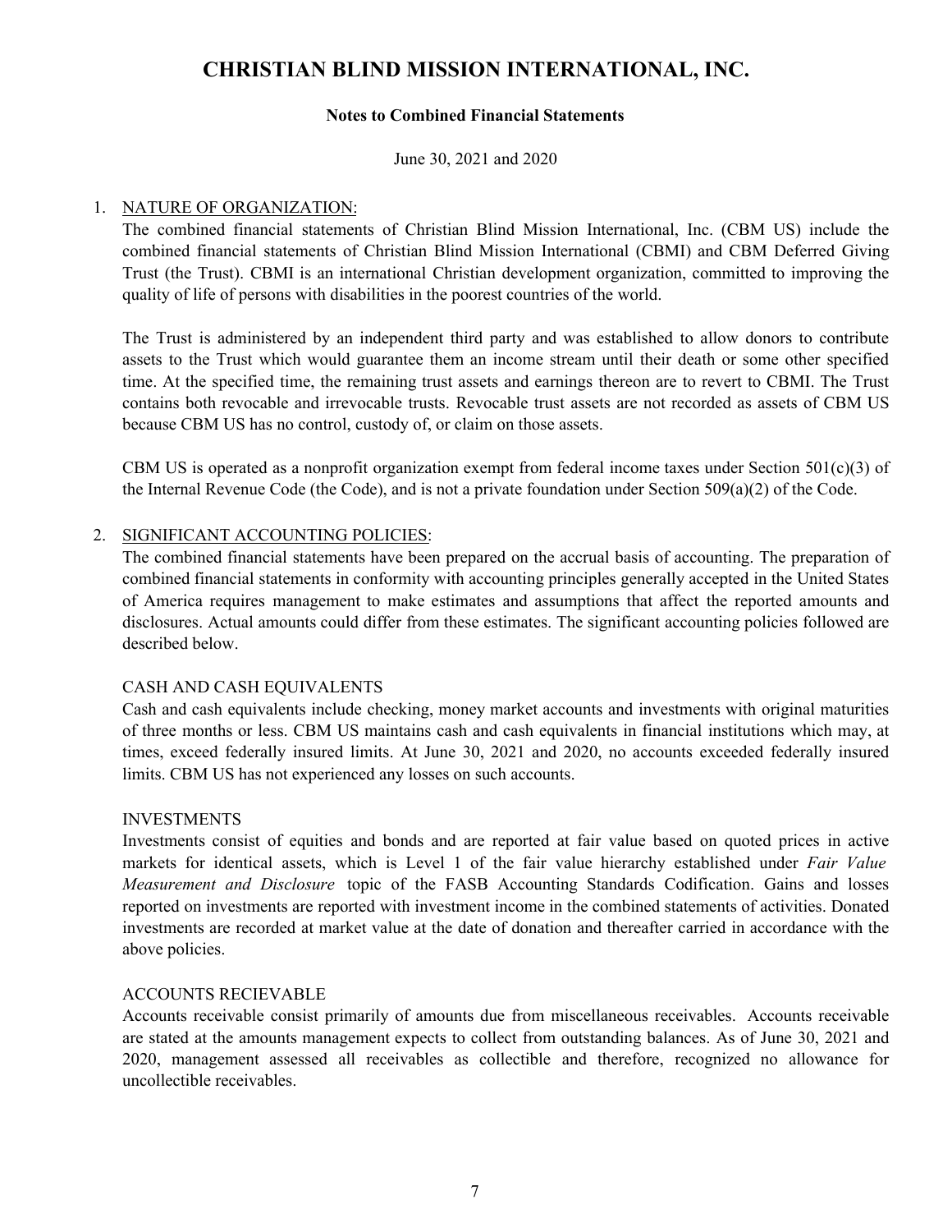# CHRISTIAN BLIND MISSION INTERNATIONAL, INC.

**Notes to Combined Financial Statements**

June 30, 2021 and 2020

1. NATURE OF ORGANIZATION:

   The combined financial statements of Christian Blind Mission International, Inc. (CBM US) include the combined financial statements of Christian Blind Mission International (CBMI) and CBM Deferred Giving Trust (the Trust). CBMI is an international Christian development organization, committed to improving the quality of life of persons with disabilities in the poorest countries of the world.

   The Trust is administered by an independent third party and was established to allow donors to contribute assets to the Trust which would guarantee them an income stream until their death or some other specified time. At the specified time, the remaining trust assets and earnings thereon are to revert to CBMI. The Trust contains both revocable and irrevocable trusts. Revocable trust assets are not recorded as assets of CBM US because CBM US has no control, custody of, or claim on those assets.

   CBM US is operated as a nonprofit organization exempt from federal income taxes under Section 501(c)(3) of the Internal Revenue Code (the Code), and is not a private foundation under Section 509(a)(2) of the Code.

2. SIGNIFICANT ACCOUNTING POLICIES:

   The combined financial statements have been prepared on the accrual basis of accounting. The preparation of combined financial statements in conformity with accounting principles generally accepted in the United States of America requires management to make estimates and assumptions that affect the reported amounts and disclosures. Actual amounts could differ from these estimates. The significant accounting policies followed are described below.

   CASH AND CASH EQUIVALENTS

   Cash and cash equivalents include checking, money market accounts and investments with original maturities of three months or less. CBM US maintains cash and cash equivalents in financial institutions which may, at times, exceed federally insured limits. At June 30, 2021 and 2020, no accounts exceeded federally insured limits. CBM US has not experienced any losses on such accounts.

   INVESTMENTS

   Investments consist of equities and bonds and are reported at fair value based on quoted prices in active markets for identical assets, which is Level 1 of the fair value hierarchy established under *Fair Value Measurement and Disclosure* topic of the FASB Accounting Standards Codification. Gains and losses reported on investments are reported with investment income in the combined statements of activities. Donated investments are recorded at market value at the date of donation and thereafter carried in accordance with the above policies.

   ACCOUNTS RECIEVABLE

   Accounts receivable consist primarily of amounts due from miscellaneous receivables. Accounts receivable are stated at the amounts management expects to collect from outstanding balances. As of June 30, 2021 and 2020, management assessed all receivables as collectible and therefore, recognized no allowance for uncollectible receivables.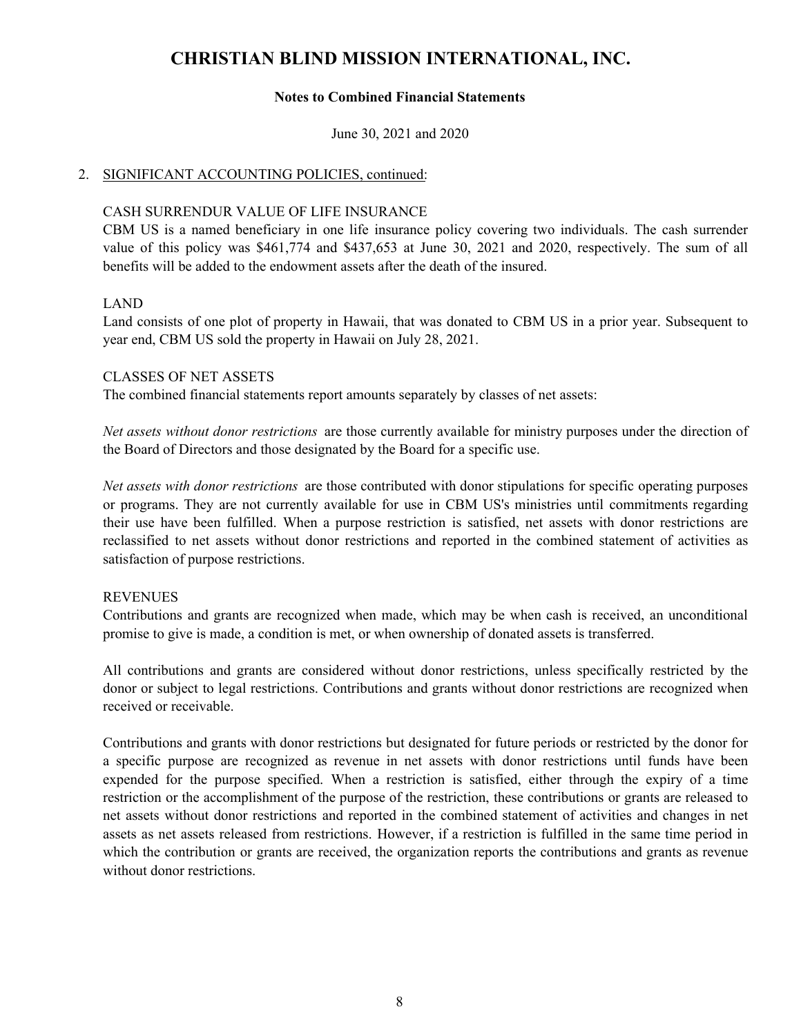# CHRISTIAN BLIND MISSION INTERNATIONAL, INC.

**Notes to Combined Financial Statements**

June 30, 2021 and 2020

2. SIGNIFICANT ACCOUNTING POLICIES, continued:

CASH SURRENDUR VALUE OF LIFE INSURANCE

CBM US is a named beneficiary in one life insurance policy covering two individuals. The cash surrender value of this policy was $461,774 and $437,653 at June 30, 2021 and 2020, respectively. The sum of all benefits will be added to the endowment assets after the death of the insured.

LAND

Land consists of one plot of property in Hawaii, that was donated to CBM US in a prior year. Subsequent to year end, CBM US sold the property in Hawaii on July 28, 2021.

CLASSES OF NET ASSETS

The combined financial statements report amounts separately by classes of net assets:

*Net assets without donor restrictions* are those currently available for ministry purposes under the direction of the Board of Directors and those designated by the Board for a specific use.

*Net assets with donor restrictions* are those contributed with donor stipulations for specific operating purposes or programs. They are not currently available for use in CBM US's ministries until commitments regarding their use have been fulfilled. When a purpose restriction is satisfied, net assets with donor restrictions are reclassified to net assets without donor restrictions and reported in the combined statement of activities as satisfaction of purpose restrictions.

REVENUES

Contributions and grants are recognized when made, which may be when cash is received, an unconditional promise to give is made, a condition is met, or when ownership of donated assets is transferred.

All contributions and grants are considered without donor restrictions, unless specifically restricted by the donor or subject to legal restrictions. Contributions and grants without donor restrictions are recognized when received or receivable.

Contributions and grants with donor restrictions but designated for future periods or restricted by the donor for a specific purpose are recognized as revenue in net assets with donor restrictions until funds have been expended for the purpose specified. When a restriction is satisfied, either through the expiry of a time restriction or the accomplishment of the purpose of the restriction, these contributions or grants are released to net assets without donor restrictions and reported in the combined statement of activities and changes in net assets as net assets released from restrictions. However, if a restriction is fulfilled in the same time period in which the contribution or grants are received, the organization reports the contributions and grants as revenue without donor restrictions.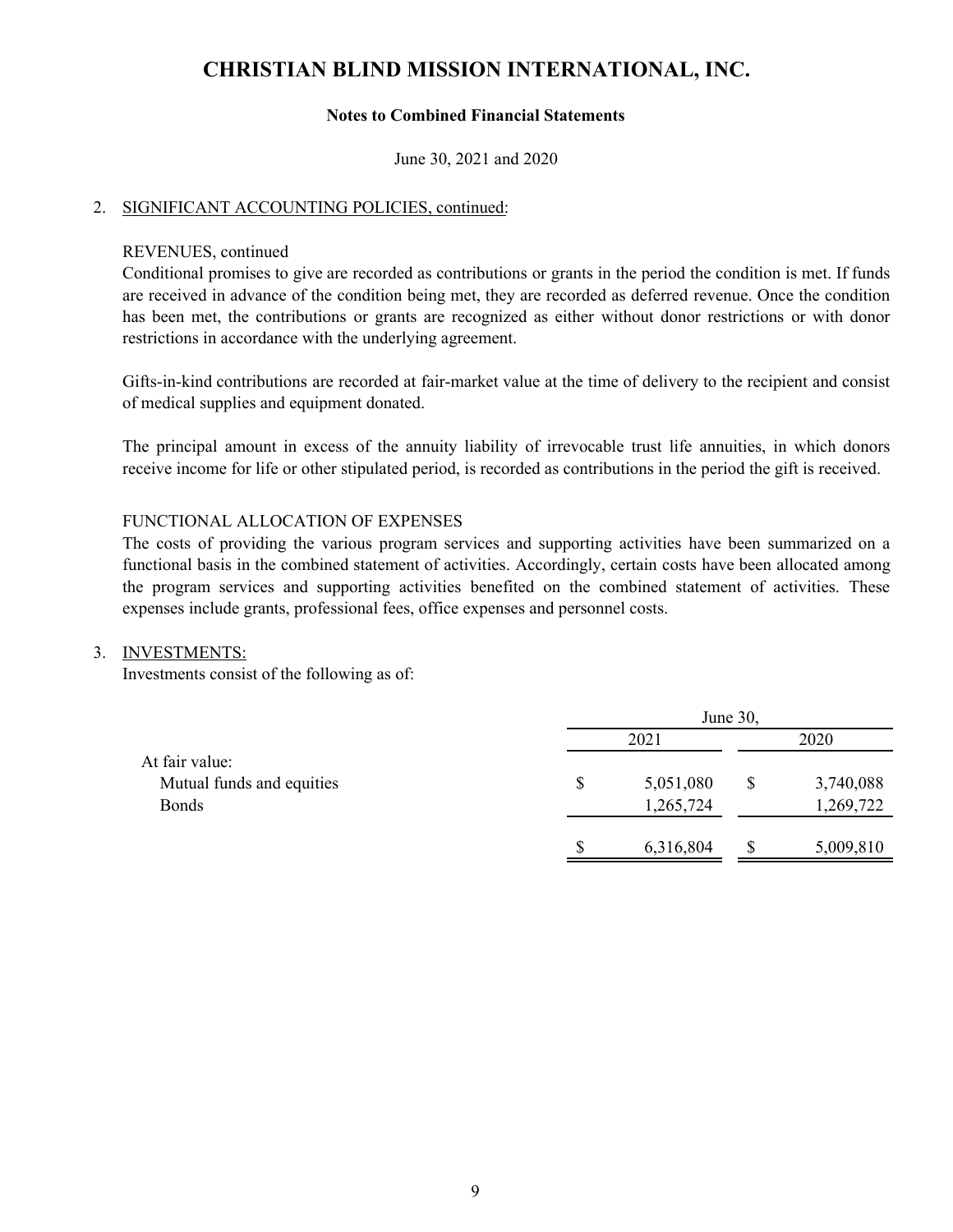# CHRISTIAN BLIND MISSION INTERNATIONAL, INC.

**Notes to Combined Financial Statements**

June 30, 2021 and 2020

2. SIGNIFICANT ACCOUNTING POLICIES, continued:

REVENUES, continued

Conditional promises to give are recorded as contributions or grants in the period the condition is met. If funds are received in advance of the condition being met, they are recorded as deferred revenue. Once the condition has been met, the contributions or grants are recognized as either without donor restrictions or with donor restrictions in accordance with the underlying agreement.

Gifts-in-kind contributions are recorded at fair-market value at the time of delivery to the recipient and consist of medical supplies and equipment donated.

The principal amount in excess of the annuity liability of irrevocable trust life annuities, in which donors receive income for life or other stipulated period, is recorded as contributions in the period the gift is received.

FUNCTIONAL ALLOCATION OF EXPENSES

The costs of providing the various program services and supporting activities have been summarized on a functional basis in the combined statement of activities. Accordingly, certain costs have been allocated among the program services and supporting activities benefited on the combined statement of activities. These expenses include grants, professional fees, office expenses and personnel costs.

3. INVESTMENTS:

Investments consist of the following as of:

| | June 30, | |
|---|---|---|
| | 2021 | 2020 |
| At fair value: | | |
| Mutual funds and equities | $ 5,051,080 | $ 3,740,088 |
| Bonds | 1,265,724 | 1,269,722 |
| | $ 6,316,804 | $ 5,009,810 |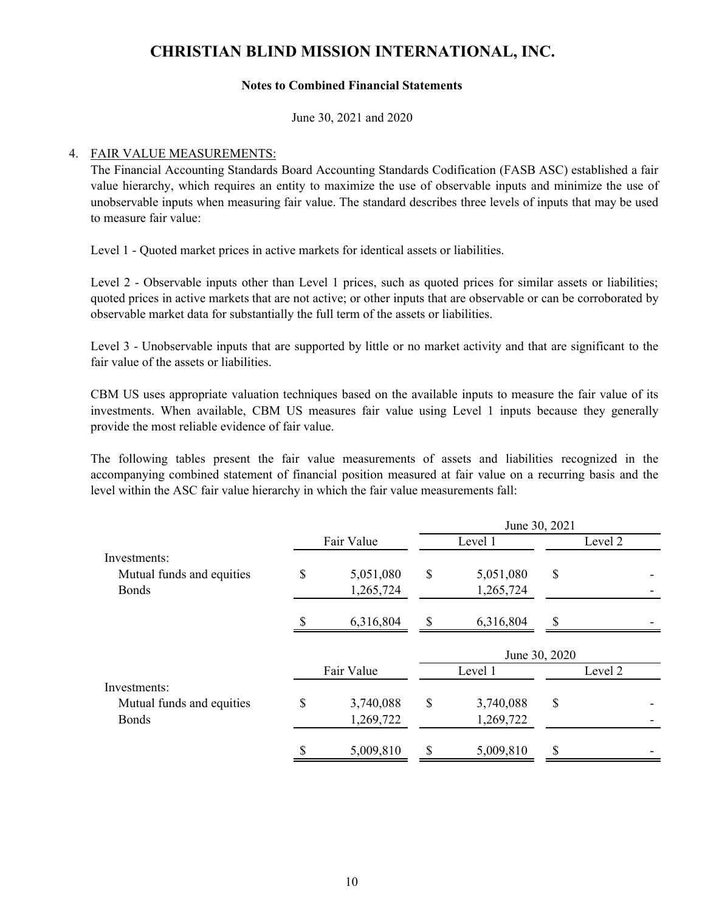# CHRISTIAN BLIND MISSION INTERNATIONAL, INC.

**Notes to Combined Financial Statements**

June 30, 2021 and 2020

4. FAIR VALUE MEASUREMENTS:

The Financial Accounting Standards Board Accounting Standards Codification (FASB ASC) established a fair value hierarchy, which requires an entity to maximize the use of observable inputs and minimize the use of unobservable inputs when measuring fair value. The standard describes three levels of inputs that may be used to measure fair value:

Level 1 - Quoted market prices in active markets for identical assets or liabilities.

Level 2 - Observable inputs other than Level 1 prices, such as quoted prices for similar assets or liabilities; quoted prices in active markets that are not active; or other inputs that are observable or can be corroborated by observable market data for substantially the full term of the assets or liabilities.

Level 3 - Unobservable inputs that are supported by little or no market activity and that are significant to the fair value of the assets or liabilities.

CBM US uses appropriate valuation techniques based on the available inputs to measure the fair value of its investments. When available, CBM US measures fair value using Level 1 inputs because they generally provide the most reliable evidence of fair value.

The following tables present the fair value measurements of assets and liabilities recognized in the accompanying combined statement of financial position measured at fair value on a recurring basis and the level within the ASC fair value hierarchy in which the fair value measurements fall:

| | | June 30, 2021 | |
|---|---|---|---|
| | Fair Value | Level 1 | Level 2 |
| Investments: | | | |
| Mutual funds and equities | $ 5,051,080 | $ 5,051,080 | $ - |
| Bonds | 1,265,724 | 1,265,724 | - |
| | $ 6,316,804 | $ 6,316,804 | $ - |

| | | June 30, 2020 | |
|---|---|---|---|
| | Fair Value | Level 1 | Level 2 |
| Investments: | | | |
| Mutual funds and equities | $ 3,740,088 | $ 3,740,088 | $ - |
| Bonds | 1,269,722 | 1,269,722 | - |
| | $ 5,009,810 | $ 5,009,810 | $ - |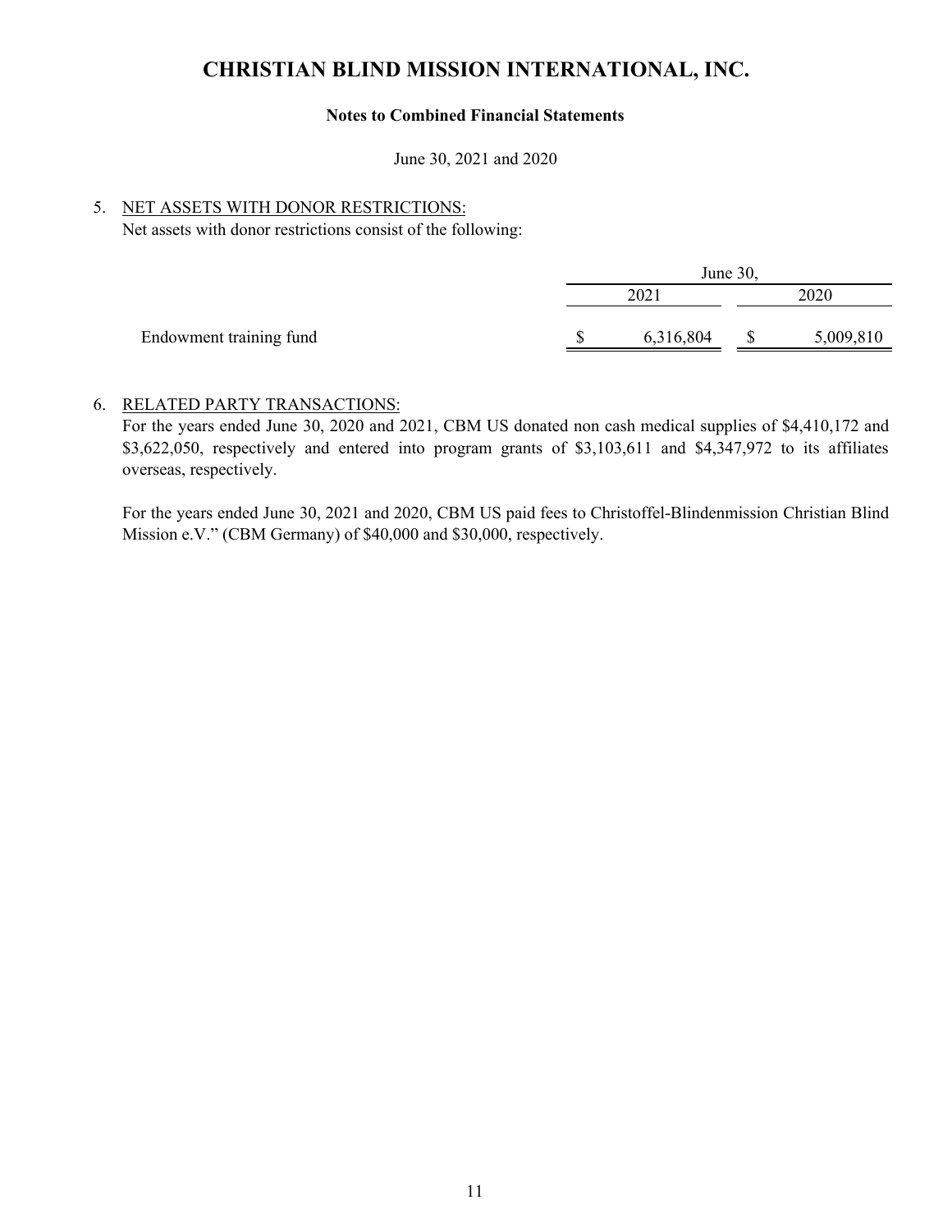# CHRISTIAN BLIND MISSION INTERNATIONAL, INC.

**Notes to Combined Financial Statements**

June 30, 2021 and 2020

5. NET ASSETS WITH DONOR RESTRICTIONS:

Net assets with donor restrictions consist of the following:

| | June 30, | |
|---|---|---|
| | 2021 | 2020 |
| Endowment training fund | $ 6,316,804 | $ 5,009,810 |

6. RELATED PARTY TRANSACTIONS:

For the years ended June 30, 2020 and 2021, CBM US donated non cash medical supplies of $4,410,172 and $3,622,050, respectively and entered into program grants of $3,103,611 and $4,347,972 to its affiliates overseas, respectively.

For the years ended June 30, 2021 and 2020, CBM US paid fees to Christoffel-Blindenmission Christian Blind Mission e.V." (CBM Germany) of $40,000 and $30,000, respectively.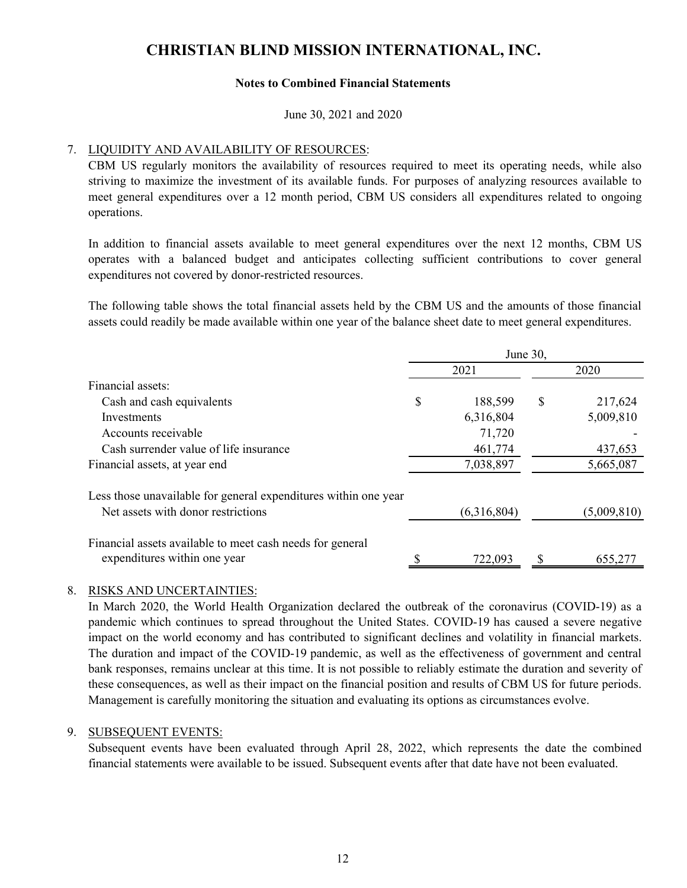# CHRISTIAN BLIND MISSION INTERNATIONAL, INC.

**Notes to Combined Financial Statements**

June 30, 2021 and 2020

7. LIQUIDITY AND AVAILABILITY OF RESOURCES:

CBM US regularly monitors the availability of resources required to meet its operating needs, while also striving to maximize the investment of its available funds. For purposes of analyzing resources available to meet general expenditures over a 12 month period, CBM US considers all expenditures related to ongoing operations.

In addition to financial assets available to meet general expenditures over the next 12 months, CBM US operates with a balanced budget and anticipates collecting sufficient contributions to cover general expenditures not covered by donor-restricted resources.

The following table shows the total financial assets held by the CBM US and the amounts of those financial assets could readily be made available within one year of the balance sheet date to meet general expenditures.

| | June 30, | |
|---|---|---|
| | 2021 | 2020 |
| Financial assets: | | |
| Cash and cash equivalents | $ 188,599 | $ 217,624 |
| Investments | 6,316,804 | 5,009,810 |
| Accounts receivable | 71,720 | - |
| Cash surrender value of life insurance | 461,774 | 437,653 |
| Financial assets, at year end | 7,038,897 | 5,665,087 |
| Less those unavailable for general expenditures within one year | | |
| Net assets with donor restrictions | (6,316,804) | (5,009,810) |
| Financial assets available to meet cash needs for general expenditures within one year | $ 722,093 | $ 655,277 |

8. RISKS AND UNCERTAINTIES:

In March 2020, the World Health Organization declared the outbreak of the coronavirus (COVID-19) as a pandemic which continues to spread throughout the United States. COVID-19 has caused a severe negative impact on the world economy and has contributed to significant declines and volatility in financial markets. The duration and impact of the COVID-19 pandemic, as well as the effectiveness of government and central bank responses, remains unclear at this time. It is not possible to reliably estimate the duration and severity of these consequences, as well as their impact on the financial position and results of CBM US for future periods. Management is carefully monitoring the situation and evaluating its options as circumstances evolve.

9. SUBSEQUENT EVENTS:

Subsequent events have been evaluated through April 28, 2022, which represents the date the combined financial statements were available to be issued. Subsequent events after that date have not been evaluated.